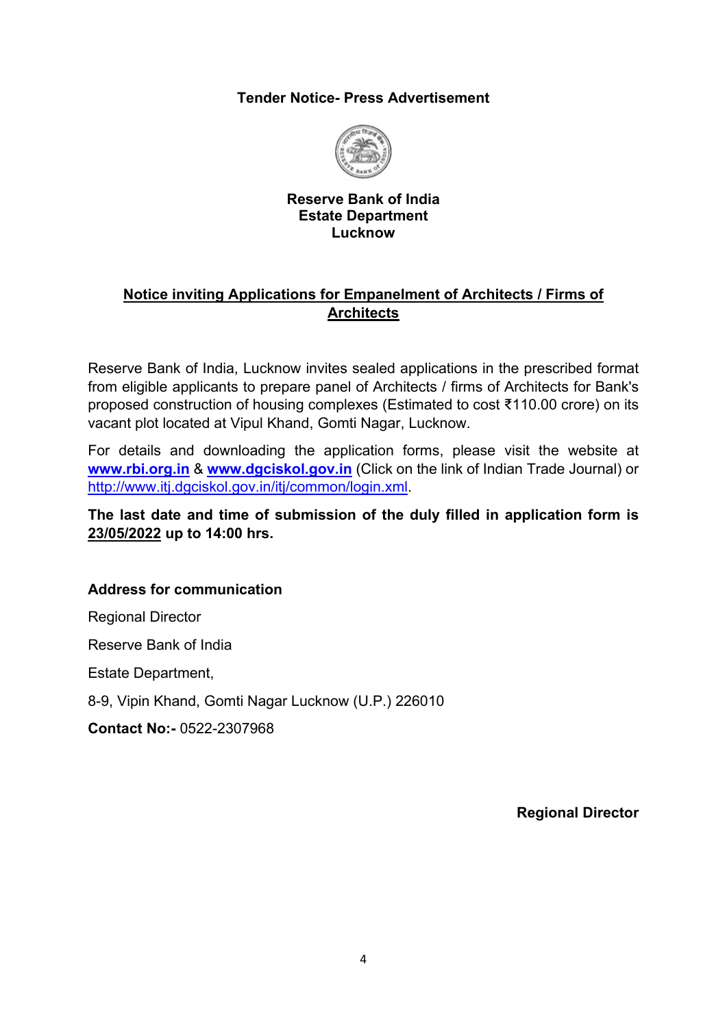**Tender Notice- Press Advertisement**

**Reserve Bank of India**
**Estate Department**
**Lucknow**

## Notice inviting Applications for Empanelment of Architects / Firms of Architects

Reserve Bank of India, Lucknow invites sealed applications in the prescribed format from eligible applicants to prepare panel of Architects / firms of Architects for Bank's proposed construction of housing complexes (Estimated to cost ₹110.00 crore) on its vacant plot located at Vipul Khand, Gomti Nagar, Lucknow.

For details and downloading the application forms, please visit the website at **www.rbi.org.in** & **www.dgciskol.gov.in** (Click on the link of Indian Trade Journal) or http://www.itj.dgciskol.gov.in/itj/common/login.xml.

**The last date and time of submission of the duly filled in application form is 23/05/2022 up to 14:00 hrs.**

**Address for communication**

Regional Director

Reserve Bank of India

Estate Department,

8-9, Vipin Khand, Gomti Nagar Lucknow (U.P.) 226010

**Contact No:-** 0522-2307968

**Regional Director**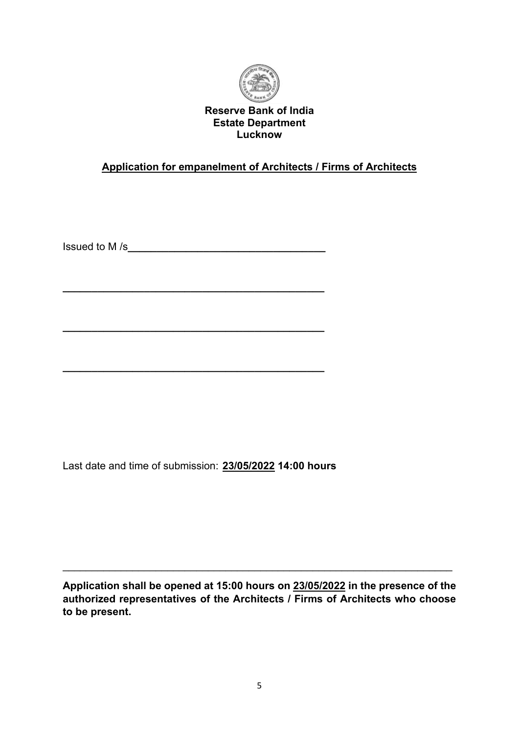**Reserve Bank of India**
**Estate Department**
**Lucknow**

**Application for empanelment of Architects / Firms of Architects**

Issued to M /s__________________________________

_____________________________________________

_____________________________________________

_____________________________________________

Last date and time of submission: **23/05/2022 14:00 hours**

---

**Application shall be opened at 15:00 hours on 23/05/2022 in the presence of the authorized representatives of the Architects / Firms of Architects who choose to be present.**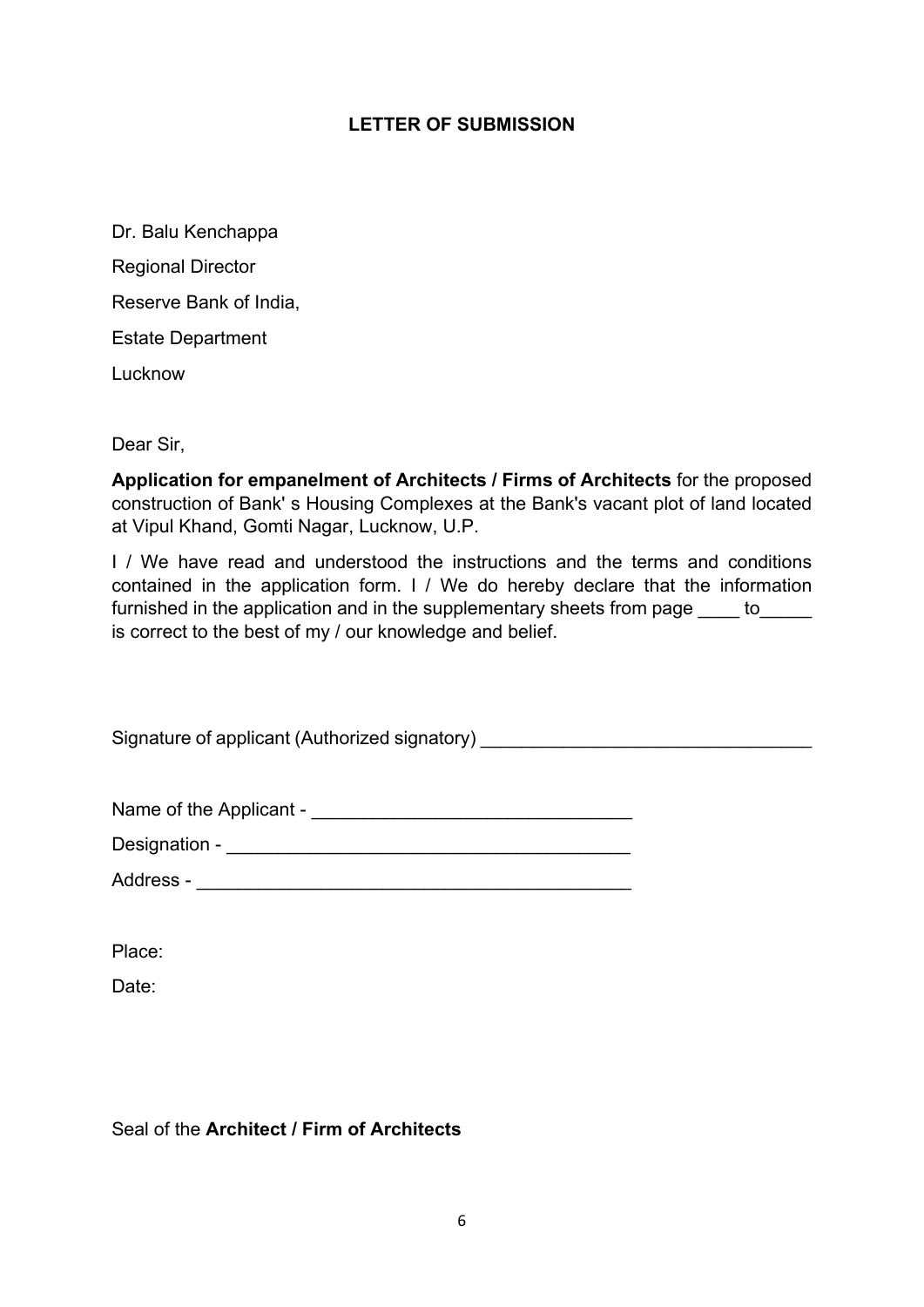# LETTER OF SUBMISSION

Dr. Balu Kenchappa

Regional Director

Reserve Bank of India,

Estate Department

Lucknow

Dear Sir,

**Application for empanelment of Architects / Firms of Architects** for the proposed construction of Bank' s Housing Complexes at the Bank's vacant plot of land located at Vipul Khand, Gomti Nagar, Lucknow, U.P.

I / We have read and understood the instructions and the terms and conditions contained in the application form. I / We do hereby declare that the information furnished in the application and in the supplementary sheets from page ____ to_____ is correct to the best of my / our knowledge and belief.

Signature of applicant (Authorized signatory) ________________________________

Name of the Applicant - ______________________________

Designation - ________________________________________

Address - ___________________________________________

Place:

Date:

Seal of the **Architect / Firm of Architects**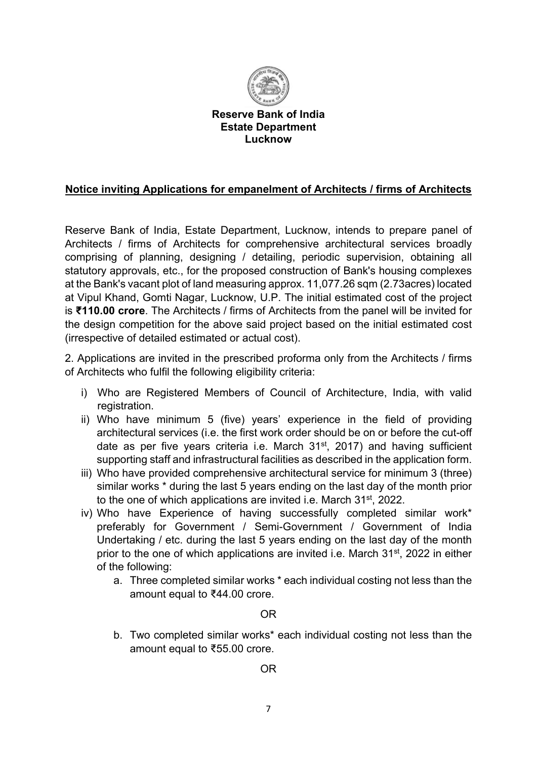**Reserve Bank of India**
**Estate Department**
**Lucknow**

## Notice inviting Applications for empanelment of Architects / firms of Architects

Reserve Bank of India, Estate Department, Lucknow, intends to prepare panel of Architects / firms of Architects for comprehensive architectural services broadly comprising of planning, designing / detailing, periodic supervision, obtaining all statutory approvals, etc., for the proposed construction of Bank's housing complexes at the Bank's vacant plot of land measuring approx. 11,077.26 sqm (2.73acres) located at Vipul Khand, Gomti Nagar, Lucknow, U.P. The initial estimated cost of the project is **₹110.00 crore**. The Architects / firms of Architects from the panel will be invited for the design competition for the above said project based on the initial estimated cost (irrespective of detailed estimated or actual cost).

2. Applications are invited in the prescribed proforma only from the Architects / firms of Architects who fulfil the following eligibility criteria:

i) Who are Registered Members of Council of Architecture, India, with valid registration.

ii) Who have minimum 5 (five) years' experience in the field of providing architectural services (i.e. the first work order should be on or before the cut-off date as per five years criteria i.e. March 31st, 2017) and having sufficient supporting staff and infrastructural facilities as described in the application form.

iii) Who have provided comprehensive architectural service for minimum 3 (three) similar works * during the last 5 years ending on the last day of the month prior to the one of which applications are invited i.e. March 31st, 2022.

iv) Who have Experience of having successfully completed similar work* preferably for Government / Semi-Government / Government of India Undertaking / etc. during the last 5 years ending on the last day of the month prior to the one of which applications are invited i.e. March 31st, 2022 in either of the following:

a. Three completed similar works * each individual costing not less than the amount equal to ₹44.00 crore.

OR

b. Two completed similar works* each individual costing not less than the amount equal to ₹55.00 crore.

OR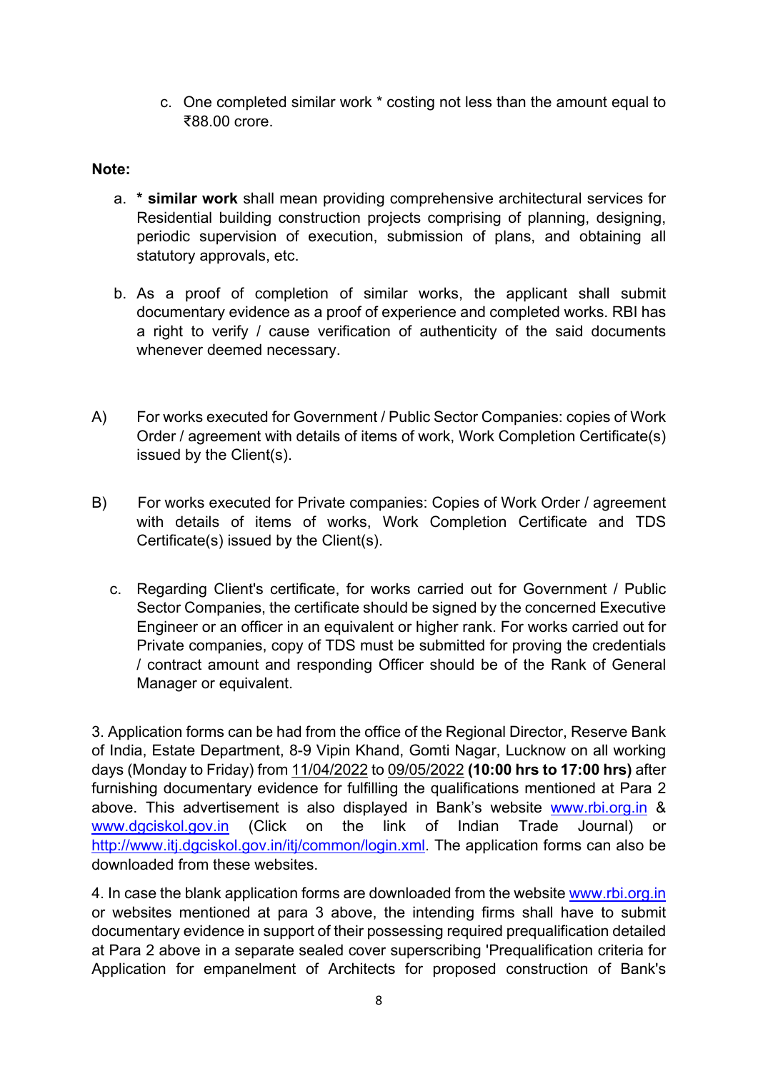c. One completed similar work * costing not less than the amount equal to ₹88.00 crore.

**Note:**

a. *** similar work** shall mean providing comprehensive architectural services for Residential building construction projects comprising of planning, designing, periodic supervision of execution, submission of plans, and obtaining all statutory approvals, etc.

b. As a proof of completion of similar works, the applicant shall submit documentary evidence as a proof of experience and completed works. RBI has a right to verify / cause verification of authenticity of the said documents whenever deemed necessary.

A) For works executed for Government / Public Sector Companies: copies of Work Order / agreement with details of items of work, Work Completion Certificate(s) issued by the Client(s).

B) For works executed for Private companies: Copies of Work Order / agreement with details of items of works, Work Completion Certificate and TDS Certificate(s) issued by the Client(s).

c. Regarding Client's certificate, for works carried out for Government / Public Sector Companies, the certificate should be signed by the concerned Executive Engineer or an officer in an equivalent or higher rank. For works carried out for Private companies, copy of TDS must be submitted for proving the credentials / contract amount and responding Officer should be of the Rank of General Manager or equivalent.

3. Application forms can be had from the office of the Regional Director, Reserve Bank of India, Estate Department, 8-9 Vipin Khand, Gomti Nagar, Lucknow on all working days (Monday to Friday) from 11/04/2022 to 09/05/2022 **(10:00 hrs to 17:00 hrs)** after furnishing documentary evidence for fulfilling the qualifications mentioned at Para 2 above. This advertisement is also displayed in Bank's website www.rbi.org.in & www.dgciskol.gov.in (Click on the link of Indian Trade Journal) or http://www.itj.dgciskol.gov.in/itj/common/login.xml. The application forms can also be downloaded from these websites.

4. In case the blank application forms are downloaded from the website www.rbi.org.in or websites mentioned at para 3 above, the intending firms shall have to submit documentary evidence in support of their possessing required prequalification detailed at Para 2 above in a separate sealed cover superscribing 'Prequalification criteria for Application for empanelment of Architects for proposed construction of Bank's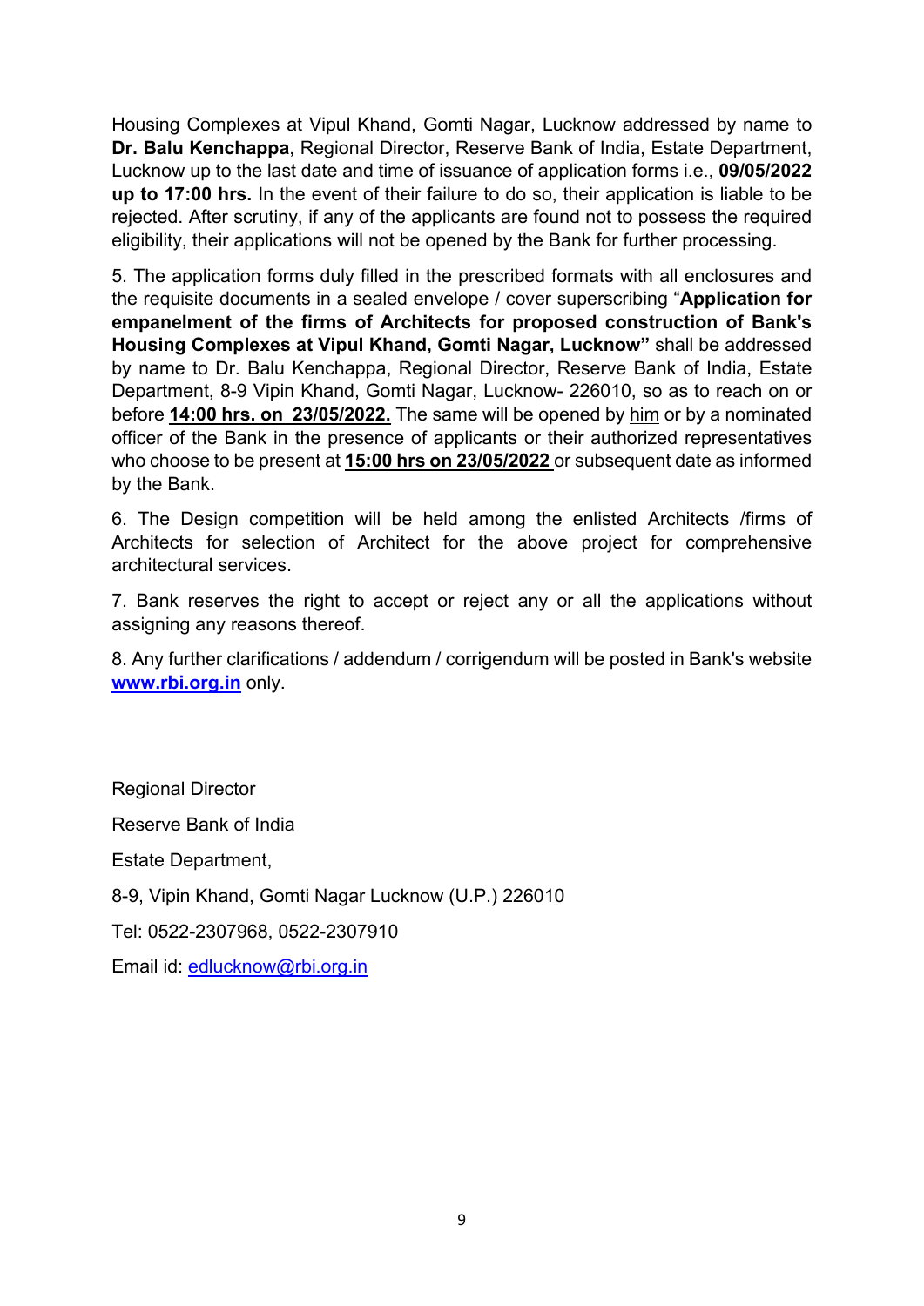Housing Complexes at Vipul Khand, Gomti Nagar, Lucknow addressed by name to **Dr. Balu Kenchappa**, Regional Director, Reserve Bank of India, Estate Department, Lucknow up to the last date and time of issuance of application forms i.e., **09/05/2022 up to 17:00 hrs.** In the event of their failure to do so, their application is liable to be rejected. After scrutiny, if any of the applicants are found not to possess the required eligibility, their applications will not be opened by the Bank for further processing.

5. The application forms duly filled in the prescribed formats with all enclosures and the requisite documents in a sealed envelope / cover superscribing "**Application for empanelment of the firms of Architects for proposed construction of Bank's Housing Complexes at Vipul Khand, Gomti Nagar, Lucknow"** shall be addressed by name to Dr. Balu Kenchappa, Regional Director, Reserve Bank of India, Estate Department, 8-9 Vipin Khand, Gomti Nagar, Lucknow- 226010, so as to reach on or before **14:00 hrs. on 23/05/2022.** The same will be opened by him or by a nominated officer of the Bank in the presence of applicants or their authorized representatives who choose to be present at **15:00 hrs on 23/05/2022** or subsequent date as informed by the Bank.

6. The Design competition will be held among the enlisted Architects /firms of Architects for selection of Architect for the above project for comprehensive architectural services.

7. Bank reserves the right to accept or reject any or all the applications without assigning any reasons thereof.

8. Any further clarifications / addendum / corrigendum will be posted in Bank's website **www.rbi.org.in** only.

Regional Director

Reserve Bank of India

Estate Department,

8-9, Vipin Khand, Gomti Nagar Lucknow (U.P.) 226010

Tel: 0522-2307968, 0522-2307910

Email id: edlucknow@rbi.org.in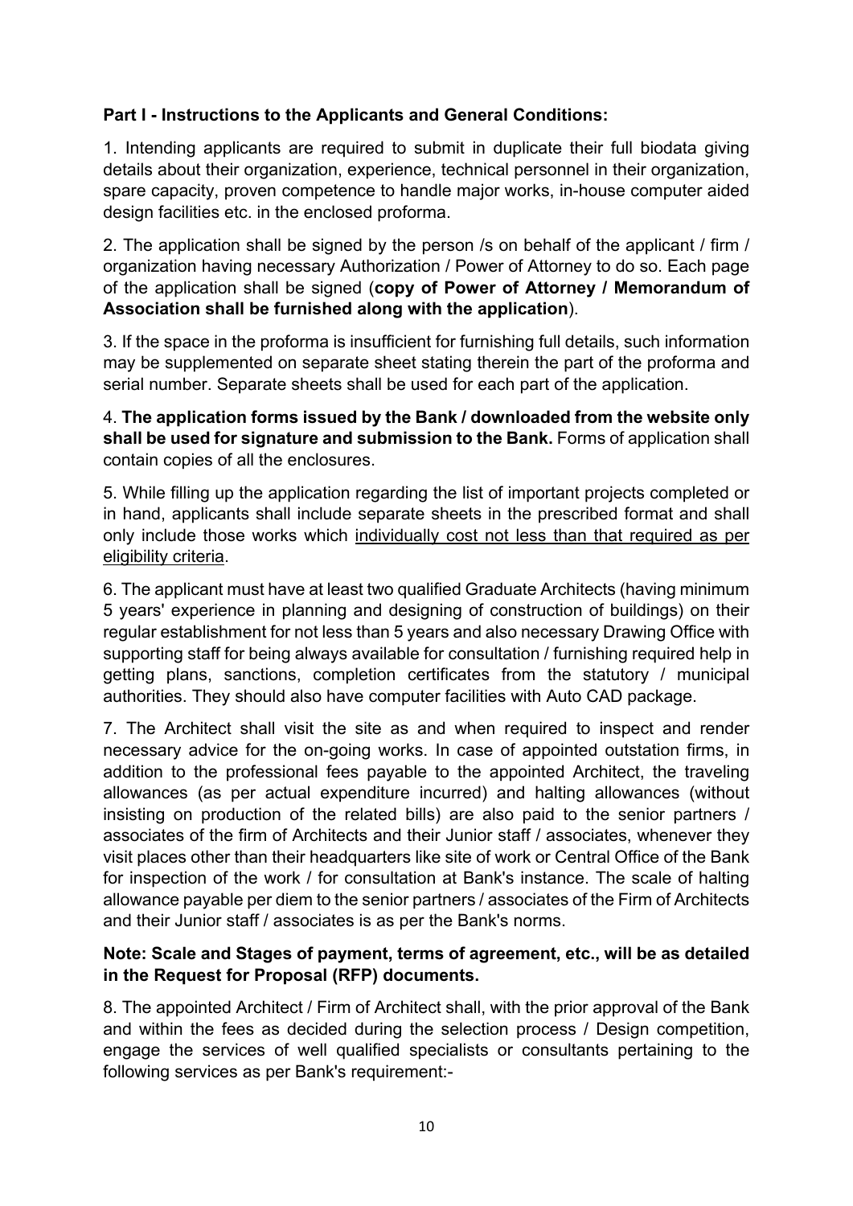**Part I - Instructions to the Applicants and General Conditions:**

1. Intending applicants are required to submit in duplicate their full biodata giving details about their organization, experience, technical personnel in their organization, spare capacity, proven competence to handle major works, in-house computer aided design facilities etc. in the enclosed proforma.

2. The application shall be signed by the person /s on behalf of the applicant / firm / organization having necessary Authorization / Power of Attorney to do so. Each page of the application shall be signed (**copy of Power of Attorney / Memorandum of Association shall be furnished along with the application**).

3. If the space in the proforma is insufficient for furnishing full details, such information may be supplemented on separate sheet stating therein the part of the proforma and serial number. Separate sheets shall be used for each part of the application.

4. **The application forms issued by the Bank / downloaded from the website only shall be used for signature and submission to the Bank.** Forms of application shall contain copies of all the enclosures.

5. While filling up the application regarding the list of important projects completed or in hand, applicants shall include separate sheets in the prescribed format and shall only include those works which <u>individually cost not less than that required as per eligibility criteria</u>.

6. The applicant must have at least two qualified Graduate Architects (having minimum 5 years' experience in planning and designing of construction of buildings) on their regular establishment for not less than 5 years and also necessary Drawing Office with supporting staff for being always available for consultation / furnishing required help in getting plans, sanctions, completion certificates from the statutory / municipal authorities. They should also have computer facilities with Auto CAD package.

7. The Architect shall visit the site as and when required to inspect and render necessary advice for the on-going works. In case of appointed outstation firms, in addition to the professional fees payable to the appointed Architect, the traveling allowances (as per actual expenditure incurred) and halting allowances (without insisting on production of the related bills) are also paid to the senior partners / associates of the firm of Architects and their Junior staff / associates, whenever they visit places other than their headquarters like site of work or Central Office of the Bank for inspection of the work / for consultation at Bank's instance. The scale of halting allowance payable per diem to the senior partners / associates of the Firm of Architects and their Junior staff / associates is as per the Bank's norms.

**Note: Scale and Stages of payment, terms of agreement, etc., will be as detailed in the Request for Proposal (RFP) documents.**

8. The appointed Architect / Firm of Architect shall, with the prior approval of the Bank and within the fees as decided during the selection process / Design competition, engage the services of well qualified specialists or consultants pertaining to the following services as per Bank's requirement:-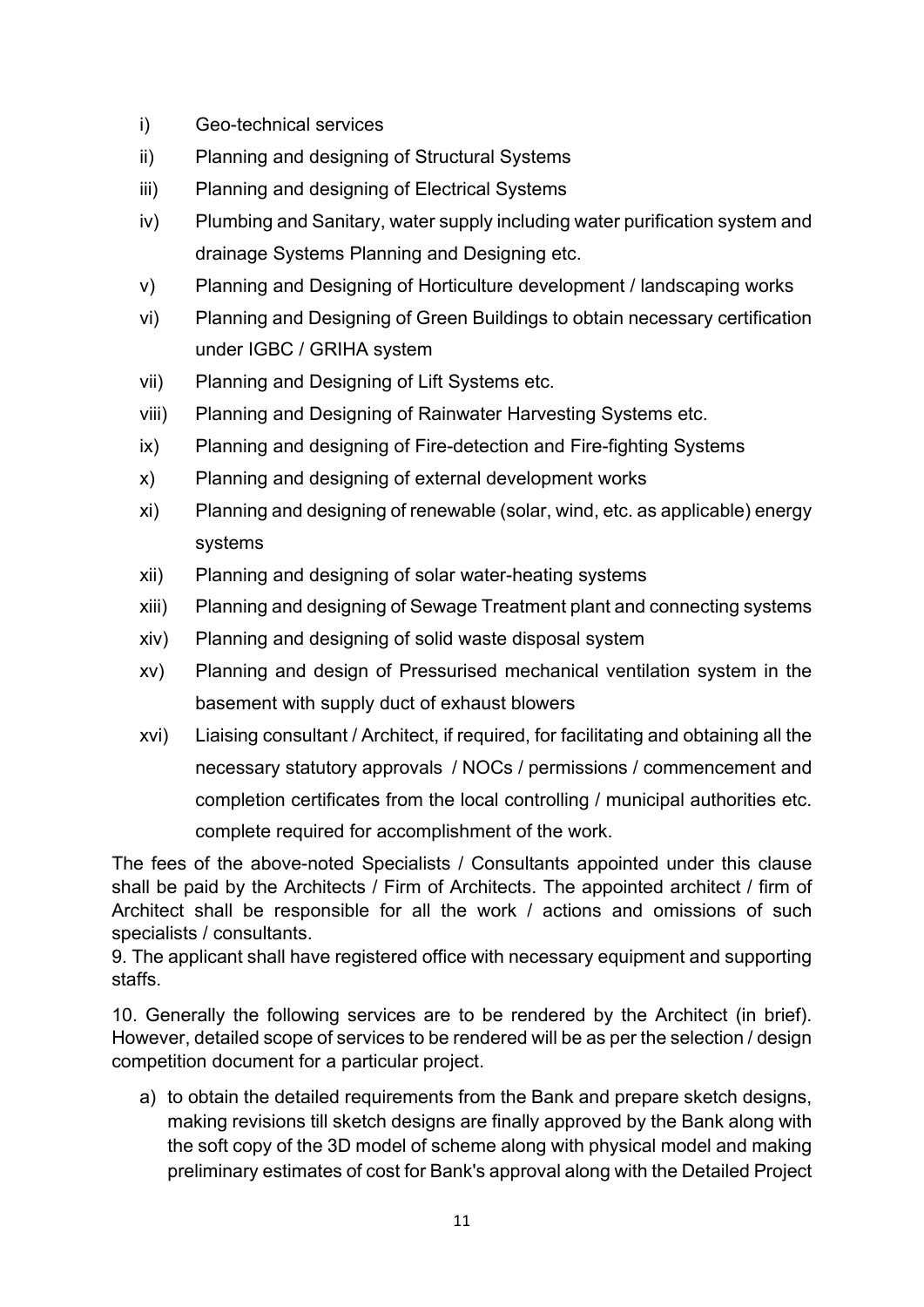i) Geo-technical services

ii) Planning and designing of Structural Systems

iii) Planning and designing of Electrical Systems

iv) Plumbing and Sanitary, water supply including water purification system and drainage Systems Planning and Designing etc.

v) Planning and Designing of Horticulture development / landscaping works

vi) Planning and Designing of Green Buildings to obtain necessary certification under IGBC / GRIHA system

vii) Planning and Designing of Lift Systems etc.

viii) Planning and Designing of Rainwater Harvesting Systems etc.

ix) Planning and designing of Fire-detection and Fire-fighting Systems

x) Planning and designing of external development works

xi) Planning and designing of renewable (solar, wind, etc. as applicable) energy systems

xii) Planning and designing of solar water-heating systems

xiii) Planning and designing of Sewage Treatment plant and connecting systems

xiv) Planning and designing of solid waste disposal system

xv) Planning and design of Pressurised mechanical ventilation system in the basement with supply duct of exhaust blowers

xvi) Liaising consultant / Architect, if required, for facilitating and obtaining all the necessary statutory approvals / NOCs / permissions / commencement and completion certificates from the local controlling / municipal authorities etc. complete required for accomplishment of the work.

The fees of the above-noted Specialists / Consultants appointed under this clause shall be paid by the Architects / Firm of Architects. The appointed architect / firm of Architect shall be responsible for all the work / actions and omissions of such specialists / consultants.

9. The applicant shall have registered office with necessary equipment and supporting staffs.

10. Generally the following services are to be rendered by the Architect (in brief). However, detailed scope of services to be rendered will be as per the selection / design competition document for a particular project.

a) to obtain the detailed requirements from the Bank and prepare sketch designs, making revisions till sketch designs are finally approved by the Bank along with the soft copy of the 3D model of scheme along with physical model and making preliminary estimates of cost for Bank's approval along with the Detailed Project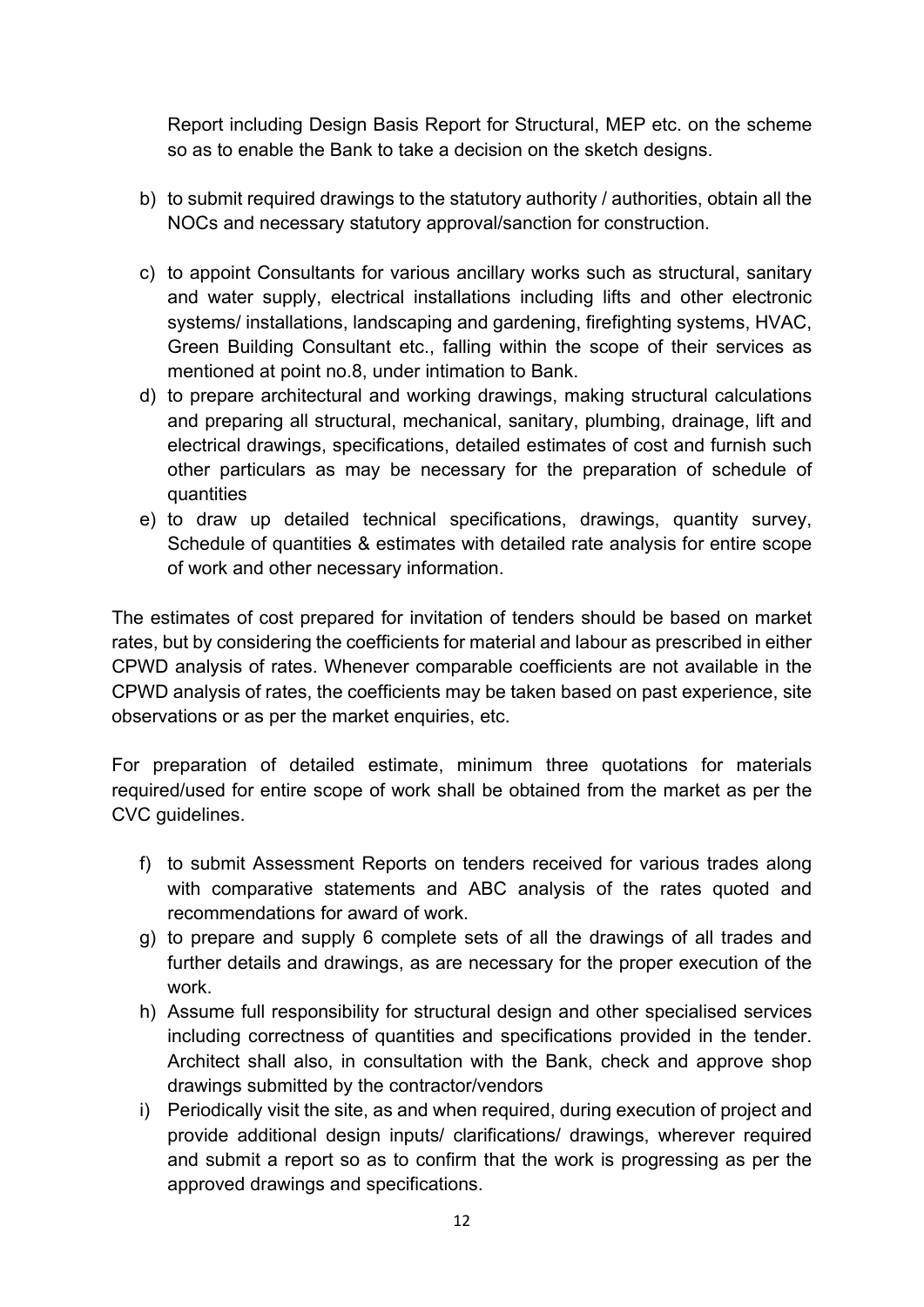Report including Design Basis Report for Structural, MEP etc. on the scheme so as to enable the Bank to take a decision on the sketch designs.

b) to submit required drawings to the statutory authority / authorities, obtain all the NOCs and necessary statutory approval/sanction for construction.

c) to appoint Consultants for various ancillary works such as structural, sanitary and water supply, electrical installations including lifts and other electronic systems/ installations, landscaping and gardening, firefighting systems, HVAC, Green Building Consultant etc., falling within the scope of their services as mentioned at point no.8, under intimation to Bank.

d) to prepare architectural and working drawings, making structural calculations and preparing all structural, mechanical, sanitary, plumbing, drainage, lift and electrical drawings, specifications, detailed estimates of cost and furnish such other particulars as may be necessary for the preparation of schedule of quantities

e) to draw up detailed technical specifications, drawings, quantity survey, Schedule of quantities & estimates with detailed rate analysis for entire scope of work and other necessary information.

The estimates of cost prepared for invitation of tenders should be based on market rates, but by considering the coefficients for material and labour as prescribed in either CPWD analysis of rates. Whenever comparable coefficients are not available in the CPWD analysis of rates, the coefficients may be taken based on past experience, site observations or as per the market enquiries, etc.

For preparation of detailed estimate, minimum three quotations for materials required/used for entire scope of work shall be obtained from the market as per the CVC guidelines.

f) to submit Assessment Reports on tenders received for various trades along with comparative statements and ABC analysis of the rates quoted and recommendations for award of work.

g) to prepare and supply 6 complete sets of all the drawings of all trades and further details and drawings, as are necessary for the proper execution of the work.

h) Assume full responsibility for structural design and other specialised services including correctness of quantities and specifications provided in the tender. Architect shall also, in consultation with the Bank, check and approve shop drawings submitted by the contractor/vendors

i) Periodically visit the site, as and when required, during execution of project and provide additional design inputs/ clarifications/ drawings, wherever required and submit a report so as to confirm that the work is progressing as per the approved drawings and specifications.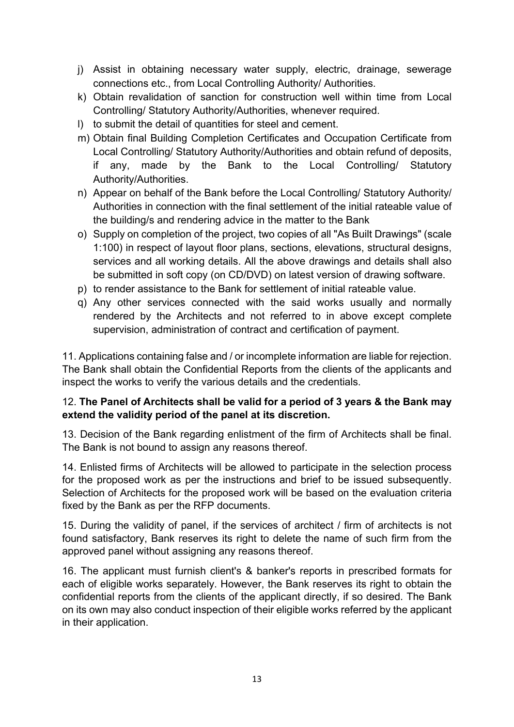j) Assist in obtaining necessary water supply, electric, drainage, sewerage connections etc., from Local Controlling Authority/ Authorities.
k) Obtain revalidation of sanction for construction well within time from Local Controlling/ Statutory Authority/Authorities, whenever required.
l) to submit the detail of quantities for steel and cement.
m) Obtain final Building Completion Certificates and Occupation Certificate from Local Controlling/ Statutory Authority/Authorities and obtain refund of deposits, if any, made by the Bank to the Local Controlling/ Statutory Authority/Authorities.
n) Appear on behalf of the Bank before the Local Controlling/ Statutory Authority/ Authorities in connection with the final settlement of the initial rateable value of the building/s and rendering advice in the matter to the Bank
o) Supply on completion of the project, two copies of all "As Built Drawings" (scale 1:100) in respect of layout floor plans, sections, elevations, structural designs, services and all working details. All the above drawings and details shall also be submitted in soft copy (on CD/DVD) on latest version of drawing software.
p) to render assistance to the Bank for settlement of initial rateable value.
q) Any other services connected with the said works usually and normally rendered by the Architects and not referred to in above except complete supervision, administration of contract and certification of payment.

11. Applications containing false and / or incomplete information are liable for rejection. The Bank shall obtain the Confidential Reports from the clients of the applicants and inspect the works to verify the various details and the credentials.

12. **The Panel of Architects shall be valid for a period of 3 years & the Bank may extend the validity period of the panel at its discretion.**

13. Decision of the Bank regarding enlistment of the firm of Architects shall be final. The Bank is not bound to assign any reasons thereof.

14. Enlisted firms of Architects will be allowed to participate in the selection process for the proposed work as per the instructions and brief to be issued subsequently. Selection of Architects for the proposed work will be based on the evaluation criteria fixed by the Bank as per the RFP documents.

15. During the validity of panel, if the services of architect / firm of architects is not found satisfactory, Bank reserves its right to delete the name of such firm from the approved panel without assigning any reasons thereof.

16. The applicant must furnish client's & banker's reports in prescribed formats for each of eligible works separately. However, the Bank reserves its right to obtain the confidential reports from the clients of the applicant directly, if so desired. The Bank on its own may also conduct inspection of their eligible works referred by the applicant in their application.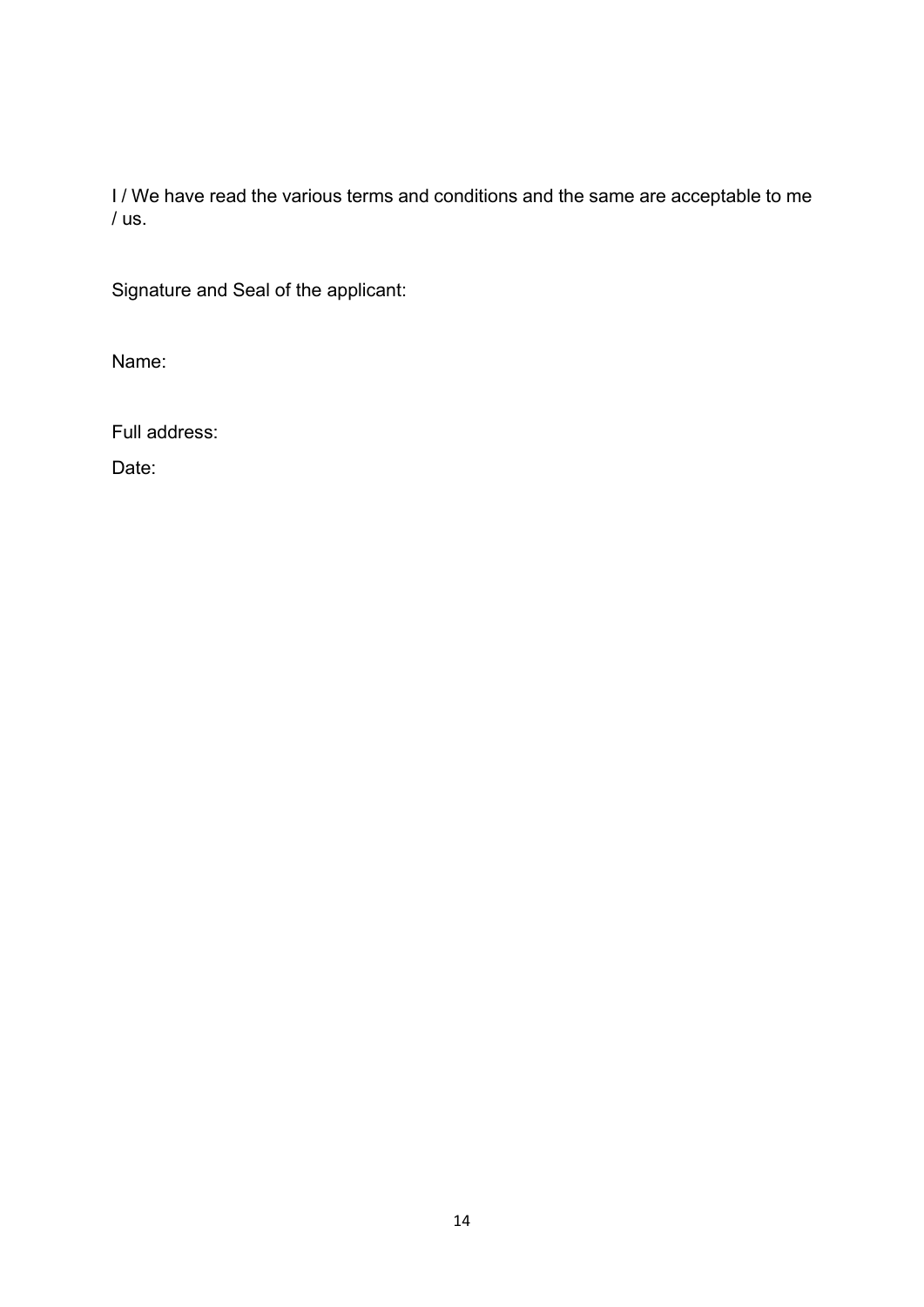I / We have read the various terms and conditions and the same are acceptable to me / us.

Signature and Seal of the applicant:

Name:

Full address:

Date: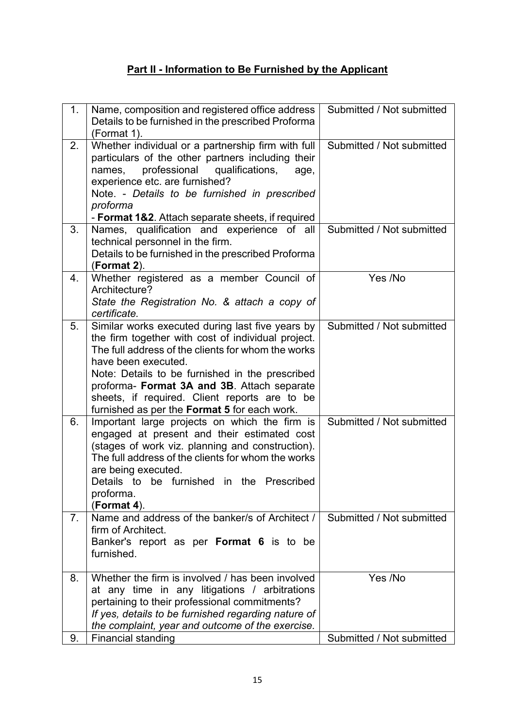## **Part II - Information to Be Furnished by the Applicant**

| 1. | Name, composition and registered office address Details to be furnished in the prescribed Proforma (Format 1). | Submitted / Not submitted |
|---|---|---|
| 2. | Whether individual or a partnership firm with full particulars of the other partners including their names, professional qualifications, age, experience etc. are furnished?<br>Note. - *Details to be furnished in prescribed proforma*<br>- **Format 1&2**. Attach separate sheets, if required | Submitted / Not submitted |
| 3. | Names, qualification and experience of all technical personnel in the firm.<br>Details to be furnished in the prescribed Proforma (**Format 2**). | Submitted / Not submitted |
| 4. | Whether registered as a member Council of Architecture?<br>*State the Registration No. & attach a copy of certificate.* | Yes /No |
| 5. | Similar works executed during last five years by the firm together with cost of individual project. The full address of the clients for whom the works have been executed.<br>Note: Details to be furnished in the prescribed proforma- **Format 3A and 3B**. Attach separate sheets, if required. Client reports are to be furnished as per the **Format 5** for each work. | Submitted / Not submitted |
| 6. | Important large projects on which the firm is engaged at present and their estimated cost (stages of work viz. planning and construction). The full address of the clients for whom the works are being executed.<br>Details to be furnished in the Prescribed proforma.<br>(**Format 4**). | Submitted / Not submitted |
| 7. | Name and address of the banker/s of Architect / firm of Architect.<br>Banker's report as per **Format 6** is to be furnished. | Submitted / Not submitted |
| 8. | Whether the firm is involved / has been involved at any time in any litigations / arbitrations pertaining to their professional commitments?<br>*If yes, details to be furnished regarding nature of the complaint, year and outcome of the exercise.* | Yes /No |
| 9. | Financial standing | Submitted / Not submitted |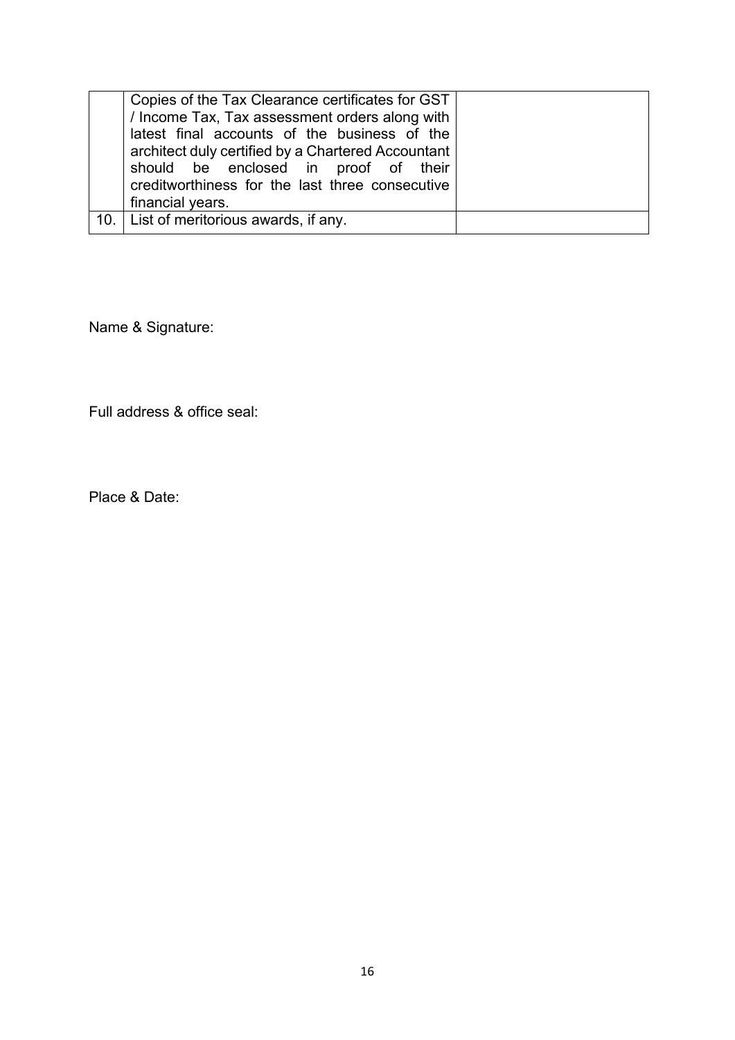| | | |
|---|---|---|
| | Copies of the Tax Clearance certificates for GST / Income Tax, Tax assessment orders along with latest final accounts of the business of the architect duly certified by a Chartered Accountant should be enclosed in proof of their creditworthiness for the last three consecutive financial years. | |
| 10. | List of meritorious awards, if any. | |

Name & Signature:

Full address & office seal:

Place & Date: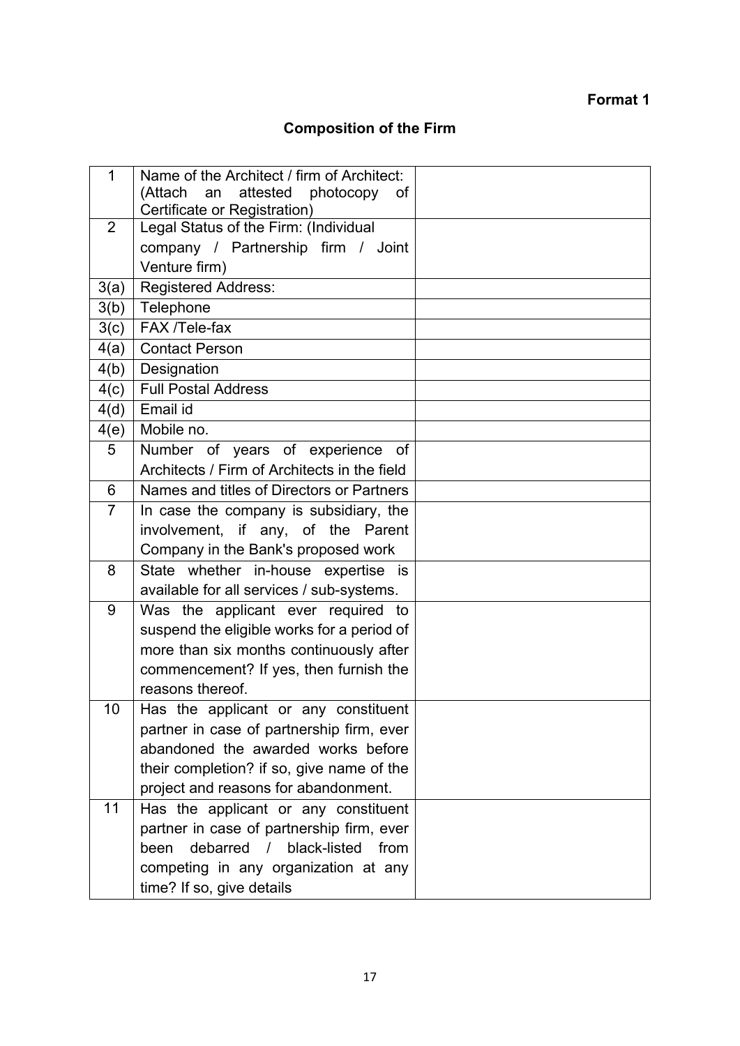**Format 1**

## Composition of the Firm

| | | |
|---|---|---|
| 1 | Name of the Architect / firm of Architect: (Attach an attested photocopy of Certificate or Registration) | |
| 2 | Legal Status of the Firm: (Individual company / Partnership firm / Joint Venture firm) | |
| 3(a) | Registered Address: | |
| 3(b) | Telephone | |
| 3(c) | FAX /Tele-fax | |
| 4(a) | Contact Person | |
| 4(b) | Designation | |
| 4(c) | Full Postal Address | |
| 4(d) | Email id | |
| 4(e) | Mobile no. | |
| 5 | Number of years of experience of Architects / Firm of Architects in the field | |
| 6 | Names and titles of Directors or Partners | |
| 7 | In case the company is subsidiary, the involvement, if any, of the Parent Company in the Bank's proposed work | |
| 8 | State whether in-house expertise is available for all services / sub-systems. | |
| 9 | Was the applicant ever required to suspend the eligible works for a period of more than six months continuously after commencement? If yes, then furnish the reasons thereof. | |
| 10 | Has the applicant or any constituent partner in case of partnership firm, ever abandoned the awarded works before their completion? if so, give name of the project and reasons for abandonment. | |
| 11 | Has the applicant or any constituent partner in case of partnership firm, ever been debarred / black-listed from competing in any organization at any time? If so, give details | |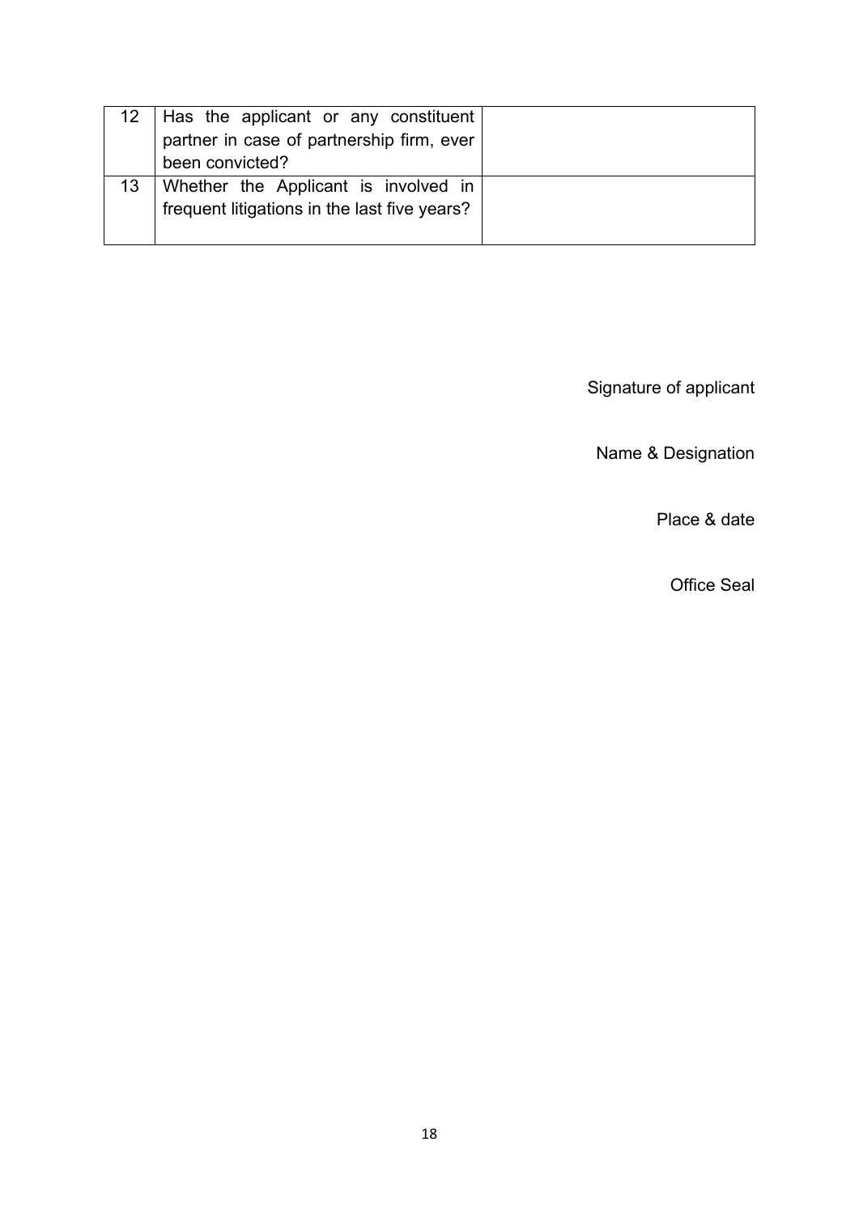| 12 | Has the applicant or any constituent partner in case of partnership firm, ever been convicted? | |
|---|---|---|
| 13 | Whether the Applicant is involved in frequent litigations in the last five years? | |

Signature of applicant

Name & Designation

Place & date

Office Seal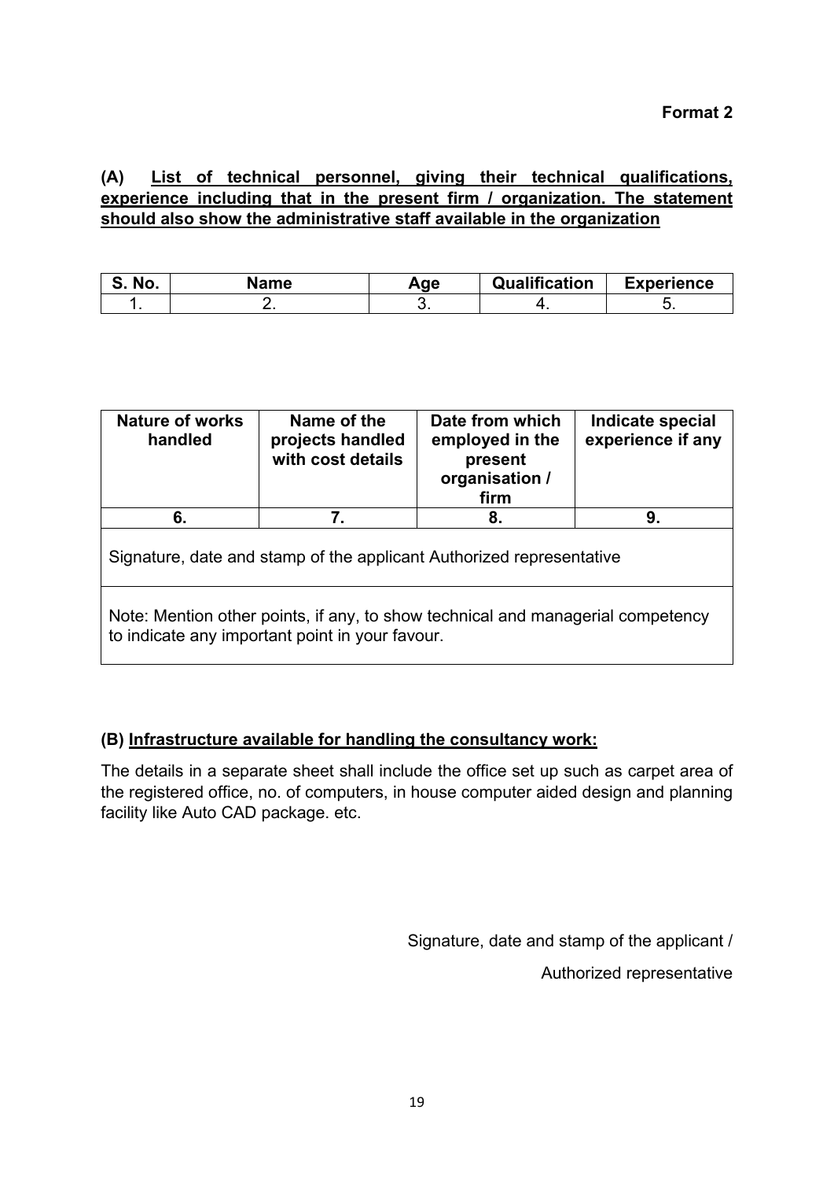**Format 2**

**(A) List of technical personnel, giving their technical qualifications, experience including that in the present firm / organization. The statement should also show the administrative staff available in the organization**

| S. No. | Name | Age | Qualification | Experience |
|---|---|---|---|---|
| 1. | 2. | 3. | 4. | 5. |

| Nature of works handled | Name of the projects handled with cost details | Date from which employed in the present organisation / firm | Indicate special experience if any |
|---|---|---|---|
| 6. | 7. | 8. | 9. |
| Signature, date and stamp of the applicant Authorized representative | | | |
| Note: Mention other points, if any, to show technical and managerial competency to indicate any important point in your favour. | | | |

**(B) Infrastructure available for handling the consultancy work:**

The details in a separate sheet shall include the office set up such as carpet area of the registered office, no. of computers, in house computer aided design and planning facility like Auto CAD package. etc.

Signature, date and stamp of the applicant /

Authorized representative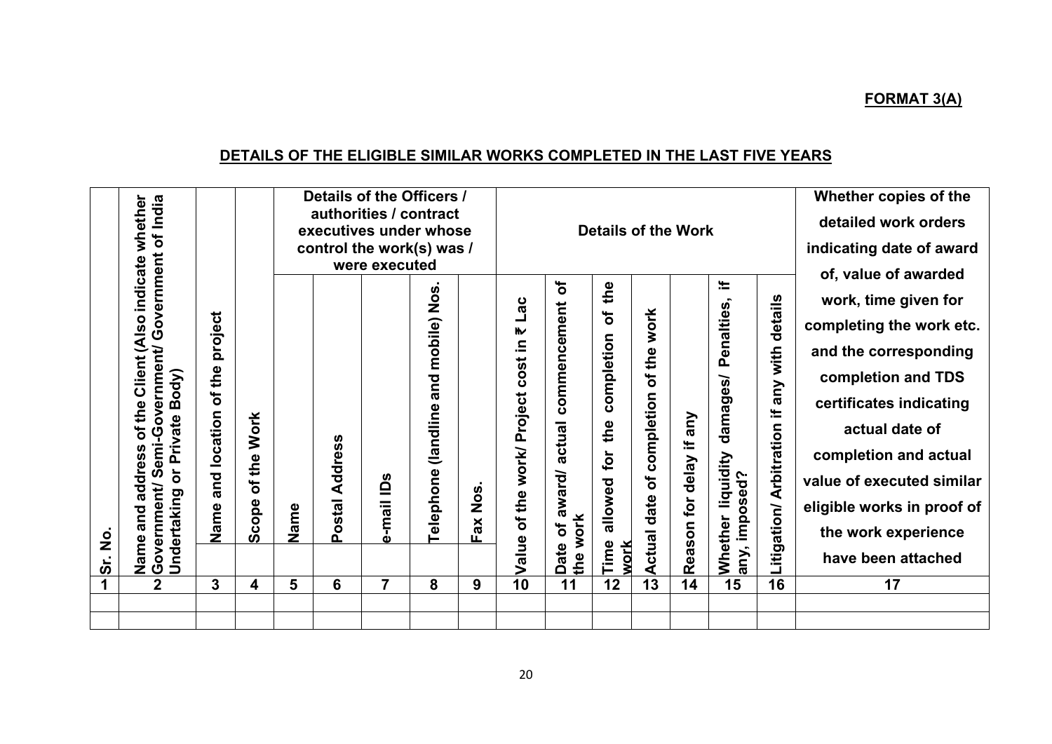**FORMAT 3(A)**

## DETAILS OF THE ELIGIBLE SIMILAR WORKS COMPLETED IN THE LAST FIVE YEARS

| Sr. No. | Name and address of the Client (Also indicate whether Government/ Semi-Government/ Government of India Undertaking or Private Body) | Name and location of the project | Scope of the Work | Details of the Officers / authorities / contract executives under whose control the work(s) was / were executed | | | | | Details of the Work | | | | | | | Whether copies of the detailed work orders indicating date of award of, value of awarded work, time given for completing the work etc. and the corresponding completion and TDS certificates indicating actual date of completion and actual value of executed similar eligible works in proof of the work experience have been attached |
|---|---|---|---|---|---|---|---|---|---|---|---|---|---|---|---|---|
| | | | | Name | Postal Address | e-mail IDs | Telephone (landline and mobile) Nos. | Fax Nos. | Value of the work/ Project cost in ₹ Lac | Date of award/ actual commencement of the work | Time allowed for the completion of the work | Actual date of completion of the work | Reason for delay if any | Whether liquidity damages/ Penalties, if any, imposed? | Litigation/ Arbitration if any with details | |
| 1 | 2 | 3 | 4 | 5 | 6 | 7 | 8 | 9 | 10 | 11 | 12 | 13 | 14 | 15 | 16 | 17 |
| | | | | | | | | | | | | | | | | |
| | | | | | | | | | | | | | | | | |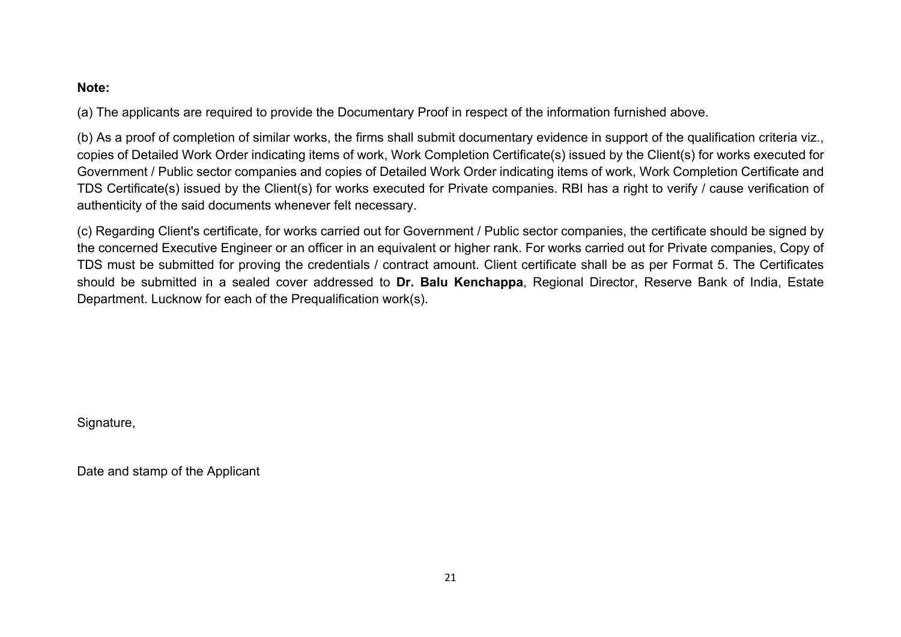**Note:**

(a) The applicants are required to provide the Documentary Proof in respect of the information furnished above.

(b) As a proof of completion of similar works, the firms shall submit documentary evidence in support of the qualification criteria viz., copies of Detailed Work Order indicating items of work, Work Completion Certificate(s) issued by the Client(s) for works executed for Government / Public sector companies and copies of Detailed Work Order indicating items of work, Work Completion Certificate and TDS Certificate(s) issued by the Client(s) for works executed for Private companies. RBI has a right to verify / cause verification of authenticity of the said documents whenever felt necessary.

(c) Regarding Client's certificate, for works carried out for Government / Public sector companies, the certificate should be signed by the concerned Executive Engineer or an officer in an equivalent or higher rank. For works carried out for Private companies, Copy of TDS must be submitted for proving the credentials / contract amount. Client certificate shall be as per Format 5. The Certificates should be submitted in a sealed cover addressed to **Dr. Balu Kenchappa**, Regional Director, Reserve Bank of India, Estate Department. Lucknow for each of the Prequalification work(s).

Signature,

Date and stamp of the Applicant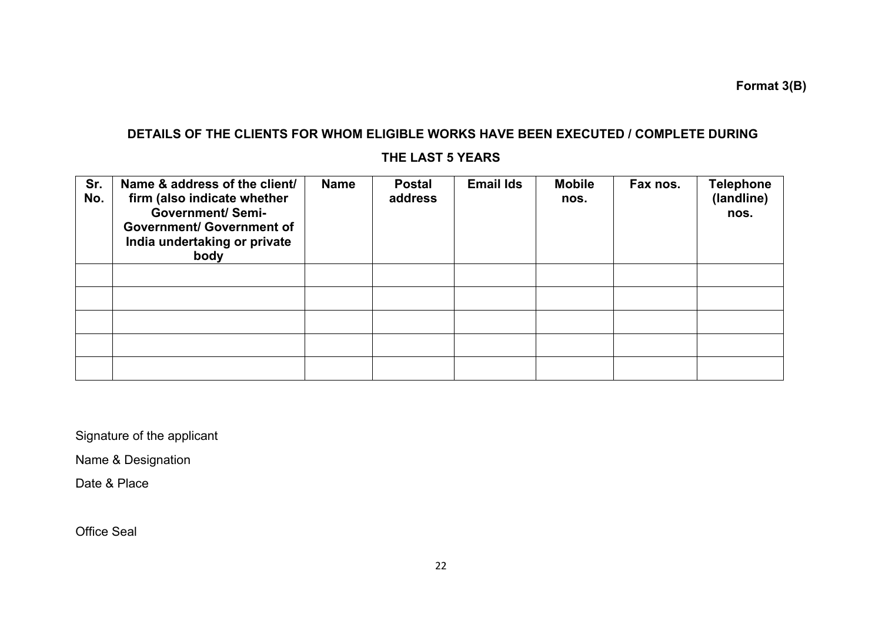**Format 3(B)**

**DETAILS OF THE CLIENTS FOR WHOM ELIGIBLE WORKS HAVE BEEN EXECUTED / COMPLETE DURING THE LAST 5 YEARS**

| Sr. No. | Name & address of the client/ firm (also indicate whether Government/ Semi-Government/ Government of India undertaking or private body | Name | Postal address | Email Ids | Mobile nos. | Fax nos. | Telephone (landline) nos. |
|---|---|---|---|---|---|---|---|
| | | | | | | | |
| | | | | | | | |
| | | | | | | | |
| | | | | | | | |
| | | | | | | | |

Signature of the applicant

Name & Designation

Date & Place

Office Seal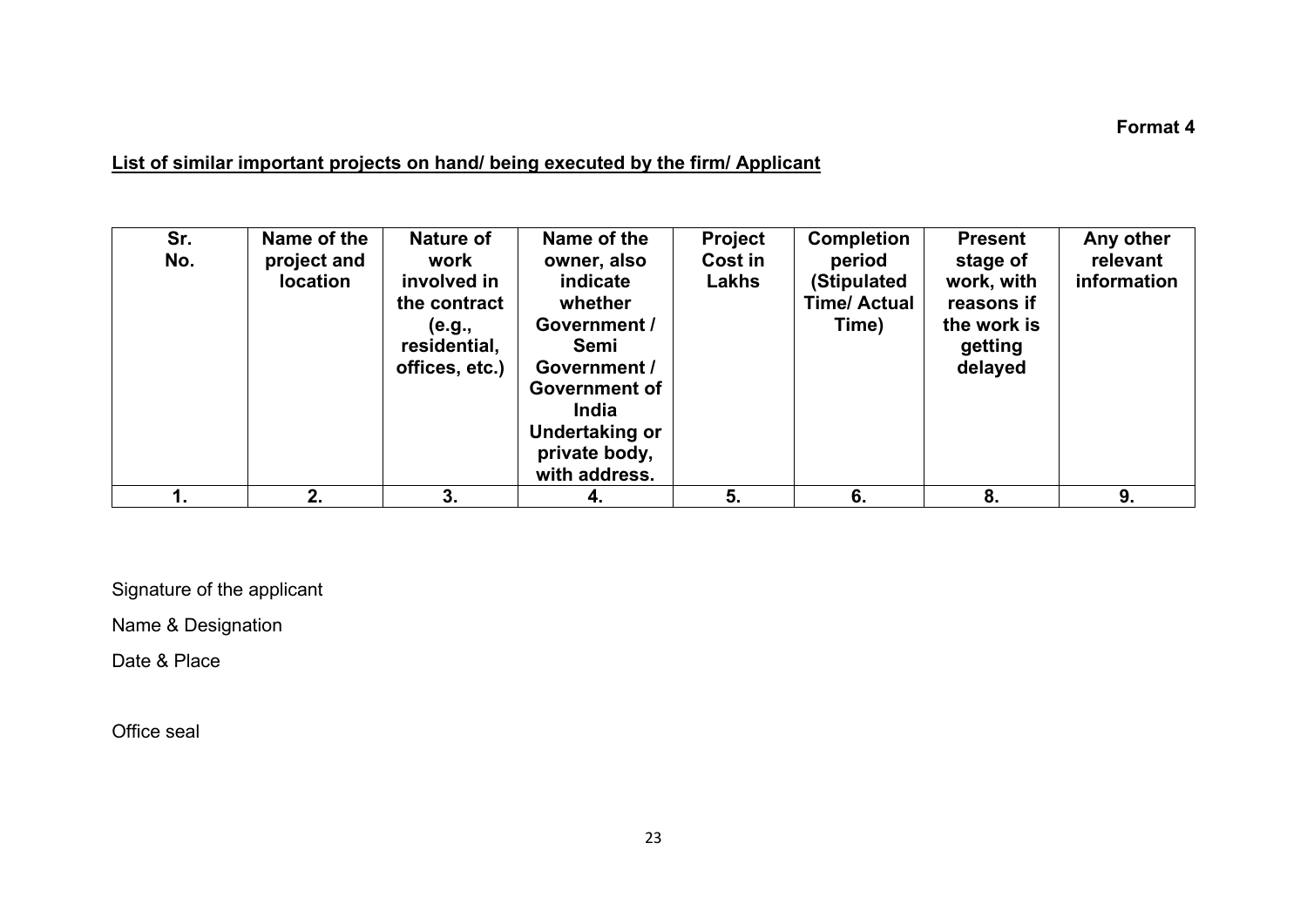**Format 4**

**List of similar important projects on hand/ being executed by the firm/ Applicant**

| Sr. No. | Name of the project and location | Nature of work involved in the contract (e.g., residential, offices, etc.) | Name of the owner, also indicate whether Government / Semi Government / Government of India Undertaking or private body, with address. | Project Cost in Lakhs | Completion period (Stipulated Time/ Actual Time) | Present stage of work, with reasons if the work is getting delayed | Any other relevant information |
|---|---|---|---|---|---|---|---|
| 1. | 2. | 3. | 4. | 5. | 6. | 8. | 9. |

Signature of the applicant

Name & Designation

Date & Place

Office seal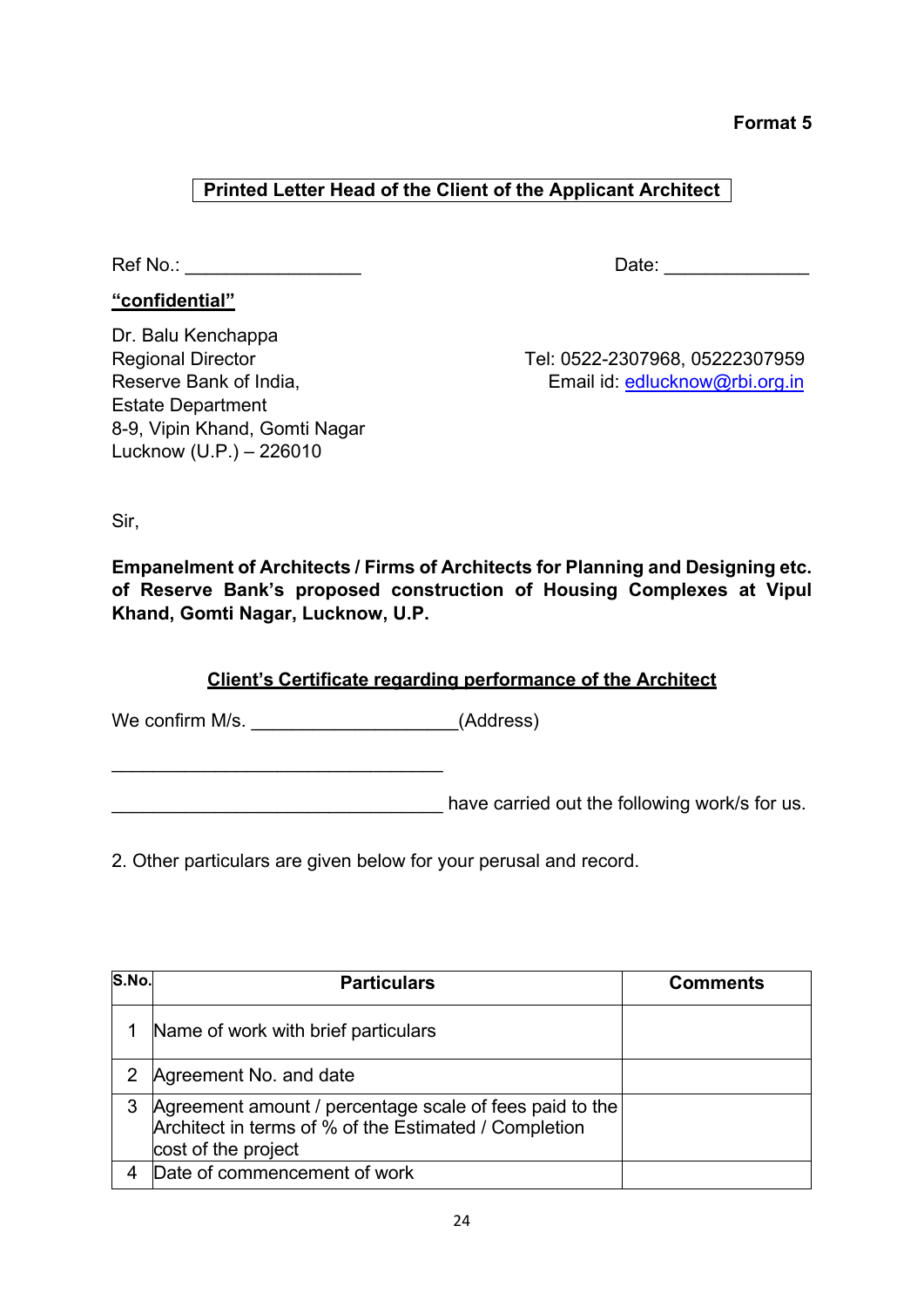**Format 5**

**Printed Letter Head of the Client of the Applicant Architect**

Ref No.: _________________ Date: ______________

**<u>"confidential"</u>**

Dr. Balu Kenchappa
Regional Director
Reserve Bank of India,
Estate Department
8-9, Vipin Khand, Gomti Nagar
Lucknow (U.P.) – 226010

Tel: 0522-2307968, 05222307959
Email id: edlucknow@rbi.org.in

Sir,

**Empanelment of Architects / Firms of Architects for Planning and Designing etc. of Reserve Bank's proposed construction of Housing Complexes at Vipul Khand, Gomti Nagar, Lucknow, U.P.**

**<u>Client's Certificate regarding performance of the Architect</u>**

We confirm M/s. ____________________(Address)

________________________________

________________________________ have carried out the following work/s for us.

2. Other particulars are given below for your perusal and record.

| S.No. | Particulars | Comments |
|---|---|---|
| 1 | Name of work with brief particulars | |
| 2 | Agreement No. and date | |
| 3 | Agreement amount / percentage scale of fees paid to the Architect in terms of % of the Estimated / Completion cost of the project | |
| 4 | Date of commencement of work | |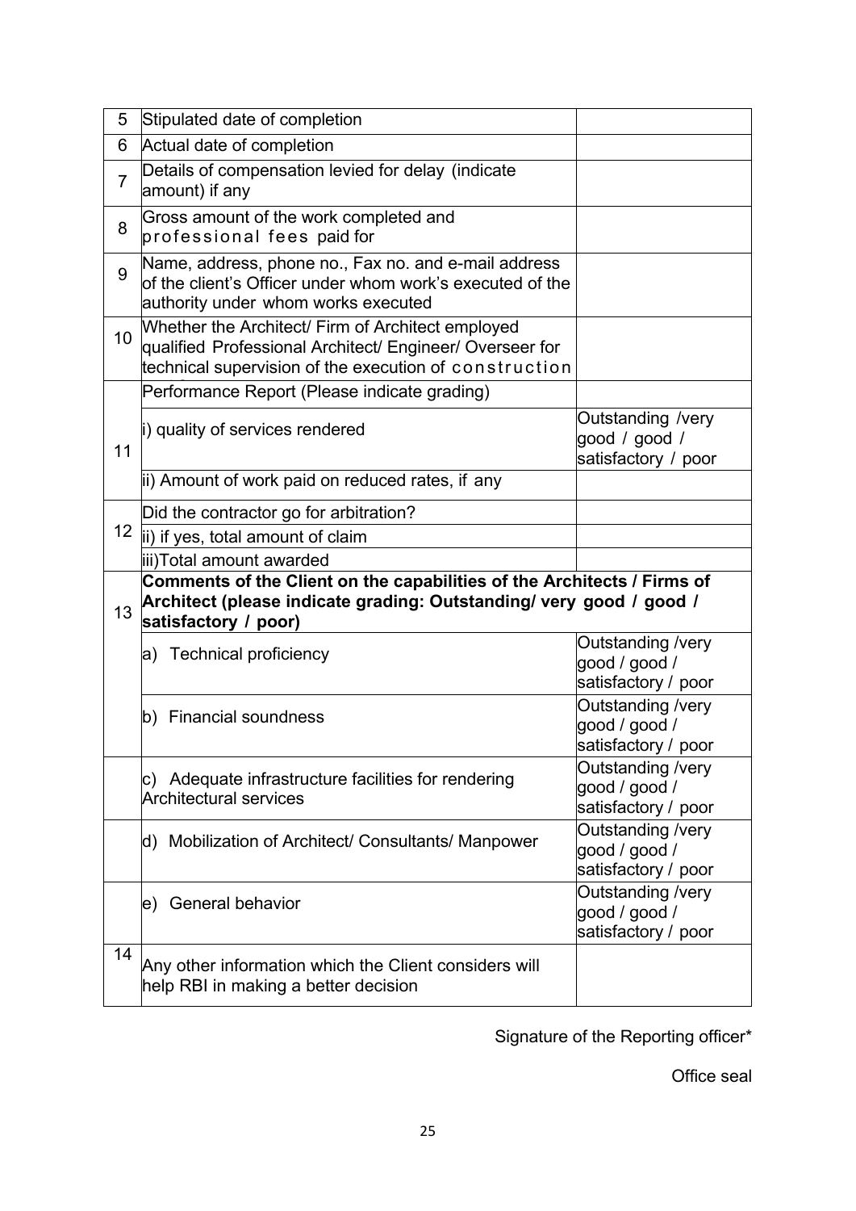| 5 | Stipulated date of completion | |
|---|---|---|
| 6 | Actual date of completion | |
| 7 | Details of compensation levied for delay (indicate amount) if any | |
| 8 | Gross amount of the work completed and professional fees paid for | |
| 9 | Name, address, phone no., Fax no. and e-mail address of the client's Officer under whom work's executed of the authority under whom works executed | |
| 10 | Whether the Architect/ Firm of Architect employed qualified Professional Architect/ Engineer/ Overseer for technical supervision of the execution of construction | |
| 11 | Performance Report (Please indicate grading) | |
| | i) quality of services rendered | Outstanding /very good / good / satisfactory / poor |
| | ii) Amount of work paid on reduced rates, if any | |
| 12 | Did the contractor go for arbitration? | |
| | ii) if yes, total amount of claim | |
| | iii)Total amount awarded | |
| 13 | **Comments of the Client on the capabilities of the Architects / Firms of Architect (please indicate grading: Outstanding/ very good / good / satisfactory / poor)** | |
| | a) Technical proficiency | Outstanding /very good / good / satisfactory / poor |
| | b) Financial soundness | Outstanding /very good / good / satisfactory / poor |
| | c) Adequate infrastructure facilities for rendering Architectural services | Outstanding /very good / good / satisfactory / poor |
| | d) Mobilization of Architect/ Consultants/ Manpower | Outstanding /very good / good / satisfactory / poor |
| | e) General behavior | Outstanding /very good / good / satisfactory / poor |
| 14 | Any other information which the Client considers will help RBI in making a better decision | |

Signature of the Reporting officer*

Office seal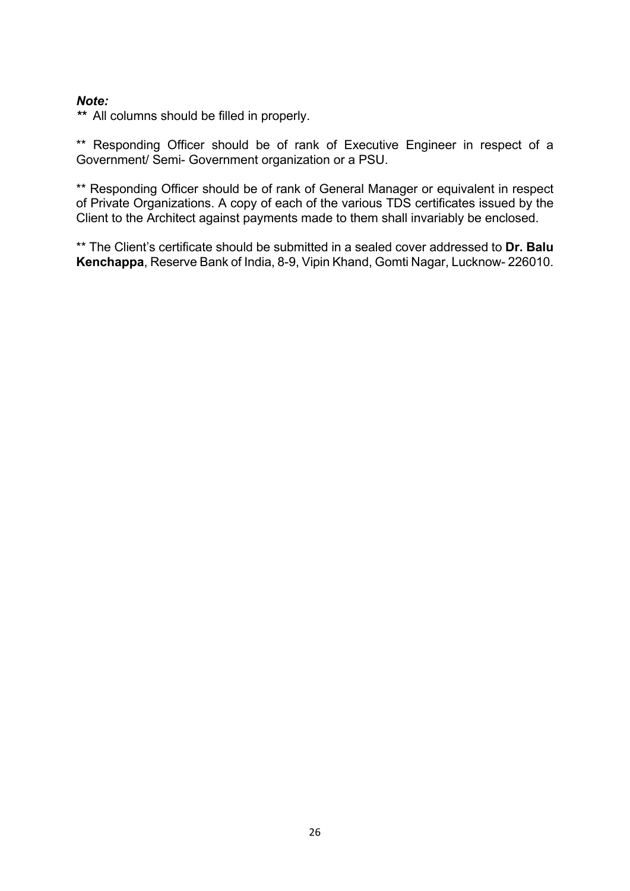***Note:***

**\*\*** All columns should be filled in properly.

\*\* Responding Officer should be of rank of Executive Engineer in respect of a Government/ Semi- Government organization or a PSU.

\*\* Responding Officer should be of rank of General Manager or equivalent in respect of Private Organizations. A copy of each of the various TDS certificates issued by the Client to the Architect against payments made to them shall invariably be enclosed.

\*\* The Client's certificate should be submitted in a sealed cover addressed to **Dr. Balu Kenchappa**, Reserve Bank of India, 8-9, Vipin Khand, Gomti Nagar, Lucknow- 226010.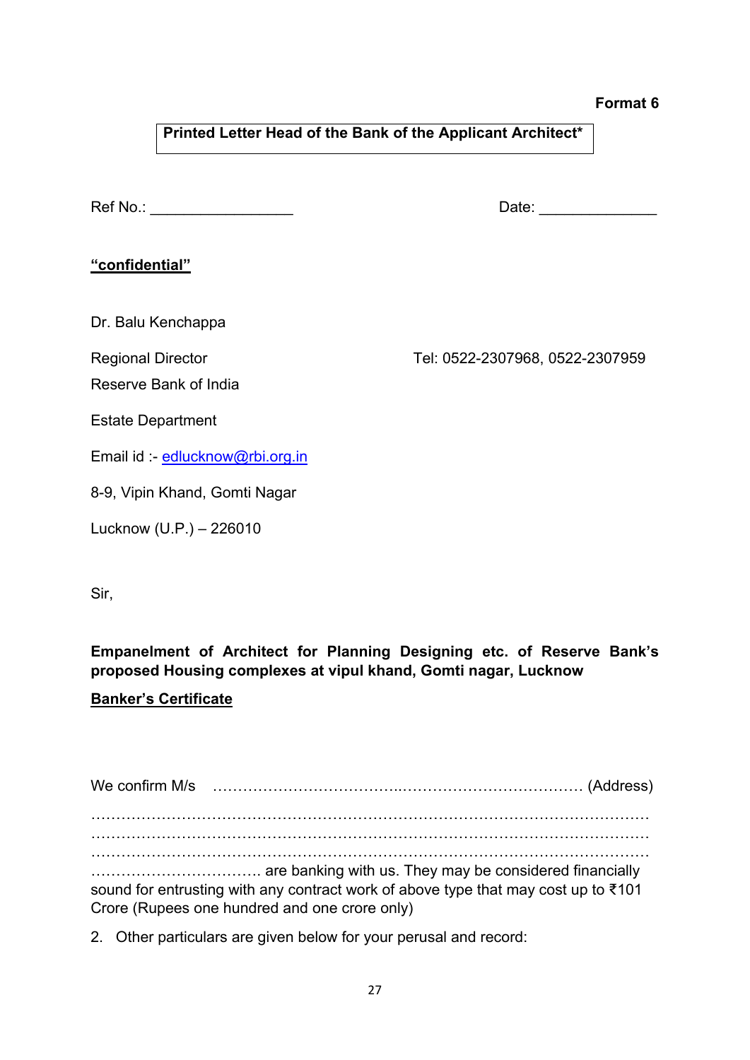**Format 6**

**Printed Letter Head of the Bank of the Applicant Architect***

Ref No.: ________________ Date: _____________

**<u>"confidential"</u>**

Dr. Balu Kenchappa

Regional Director Tel: 0522-2307968, 0522-2307959

Reserve Bank of India

Estate Department

Email id :- edlucknow@rbi.org.in

8-9, Vipin Khand, Gomti Nagar

Lucknow (U.P.) – 226010

Sir,

**Empanelment of Architect for Planning Designing etc. of Reserve Bank's proposed Housing complexes at vipul khand, Gomti nagar, Lucknow**

**<u>Banker's Certificate</u>**

We confirm M/s ………………………………..…………………………… (Address) ………………………………………………………………………………………… ………………………………………………………………………………………… ………………………………………………………………………………………… ……………………………. are banking with us. They may be considered financially sound for entrusting with any contract work of above type that may cost up to ₹101 Crore (Rupees one hundred and one crore only)

2. Other particulars are given below for your perusal and record: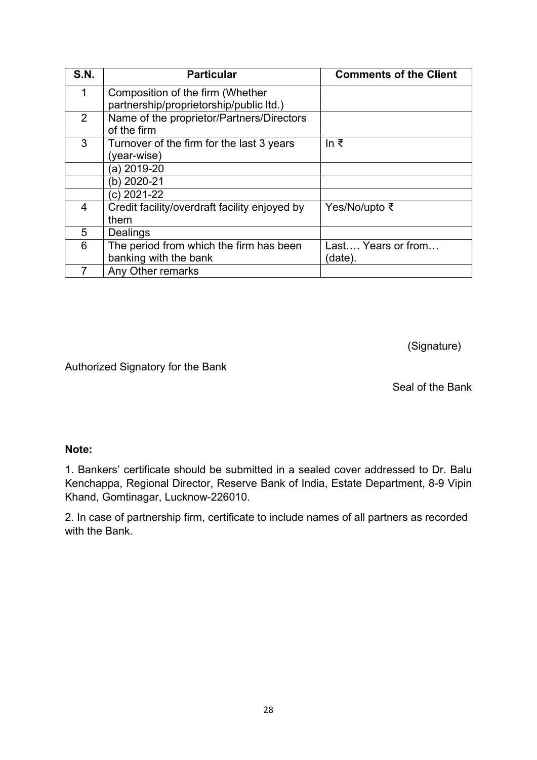| S.N. | Particular | Comments of the Client |
|---|---|---|
| 1 | Composition of the firm (Whether partnership/proprietorship/public ltd.) | |
| 2 | Name of the proprietor/Partners/Directors of the firm | |
| 3 | Turnover of the firm for the last 3 years (year-wise) | In ₹ |
| | (a) 2019-20 | |
| | (b) 2020-21 | |
| | (c) 2021-22 | |
| 4 | Credit facility/overdraft facility enjoyed by them | Yes/No/upto ₹ |
| 5 | Dealings | |
| 6 | The period from which the firm has been banking with the bank | Last…. Years or from… (date). |
| 7 | Any Other remarks | |

(Signature)

Authorized Signatory for the Bank

Seal of the Bank

**Note:**

1. Bankers' certificate should be submitted in a sealed cover addressed to Dr. Balu Kenchappa, Regional Director, Reserve Bank of India, Estate Department, 8-9 Vipin Khand, Gomtinagar, Lucknow-226010.

2. In case of partnership firm, certificate to include names of all partners as recorded with the Bank.